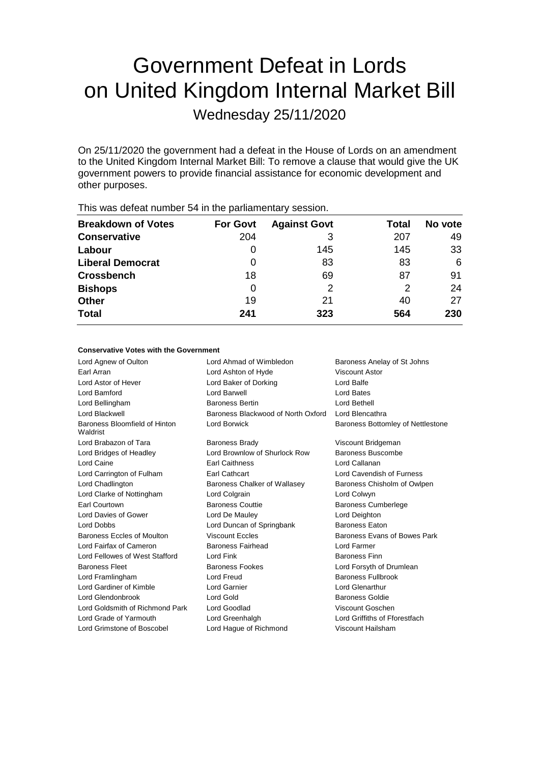# Government Defeat in Lords on United Kingdom Internal Market Bill

Wednesday 25/11/2020

On 25/11/2020 the government had a defeat in the House of Lords on an amendment to the United Kingdom Internal Market Bill: To remove a clause that would give the UK government powers to provide financial assistance for economic development and other purposes.

This was defeat number 54 in the parliamentary session.

| Breakdown of Votes | For Govt | Against Govt | Total | No vote |
|---|---|---|---|---|
| **Conservative** | 204 | 3 | 207 | 49 |
| **Labour** | 0 | 145 | 145 | 33 |
| **Liberal Democrat** | 0 | 83 | 83 | 6 |
| **Crossbench** | 18 | 69 | 87 | 91 |
| **Bishops** | 0 | 2 | 2 | 24 |
| **Other** | 19 | 21 | 40 | 27 |
| **Total** | **241** | **323** | **564** | **230** |

### Conservative Votes with the Government

| | | |
|---|---|---|
| Lord Agnew of Oulton | Lord Ahmad of Wimbledon | Baroness Anelay of St Johns |
| Earl Arran | Lord Ashton of Hyde | Viscount Astor |
| Lord Astor of Hever | Lord Baker of Dorking | Lord Balfe |
| Lord Bamford | Lord Barwell | Lord Bates |
| Lord Bellingham | Baroness Bertin | Lord Bethell |
| Lord Blackwell | Baroness Blackwood of North Oxford | Lord Blencathra |
| Baroness Bloomfield of Hinton Waldrist | Lord Borwick | Baroness Bottomley of Nettlestone |
| Lord Brabazon of Tara | Baroness Brady | Viscount Bridgeman |
| Lord Bridges of Headley | Lord Brownlow of Shurlock Row | Baroness Buscombe |
| Lord Caine | Earl Caithness | Lord Callanan |
| Lord Carrington of Fulham | Earl Cathcart | Lord Cavendish of Furness |
| Lord Chadlington | Baroness Chalker of Wallasey | Baroness Chisholm of Owlpen |
| Lord Clarke of Nottingham | Lord Colgrain | Lord Colwyn |
| Earl Courtown | Baroness Couttie | Baroness Cumberlege |
| Lord Davies of Gower | Lord De Mauley | Lord Deighton |
| Lord Dobbs | Lord Duncan of Springbank | Baroness Eaton |
| Baroness Eccles of Moulton | Viscount Eccles | Baroness Evans of Bowes Park |
| Lord Fairfax of Cameron | Baroness Fairhead | Lord Farmer |
| Lord Fellowes of West Stafford | Lord Fink | Baroness Finn |
| Baroness Fleet | Baroness Fookes | Lord Forsyth of Drumlean |
| Lord Framlingham | Lord Freud | Baroness Fullbrook |
| Lord Gardiner of Kimble | Lord Garnier | Lord Glenarthur |
| Lord Glendonbrook | Lord Gold | Baroness Goldie |
| Lord Goldsmith of Richmond Park | Lord Goodlad | Viscount Goschen |
| Lord Grade of Yarmouth | Lord Greenhalgh | Lord Griffiths of Fforestfach |
| Lord Grimstone of Boscobel | Lord Hague of Richmond | Viscount Hailsham |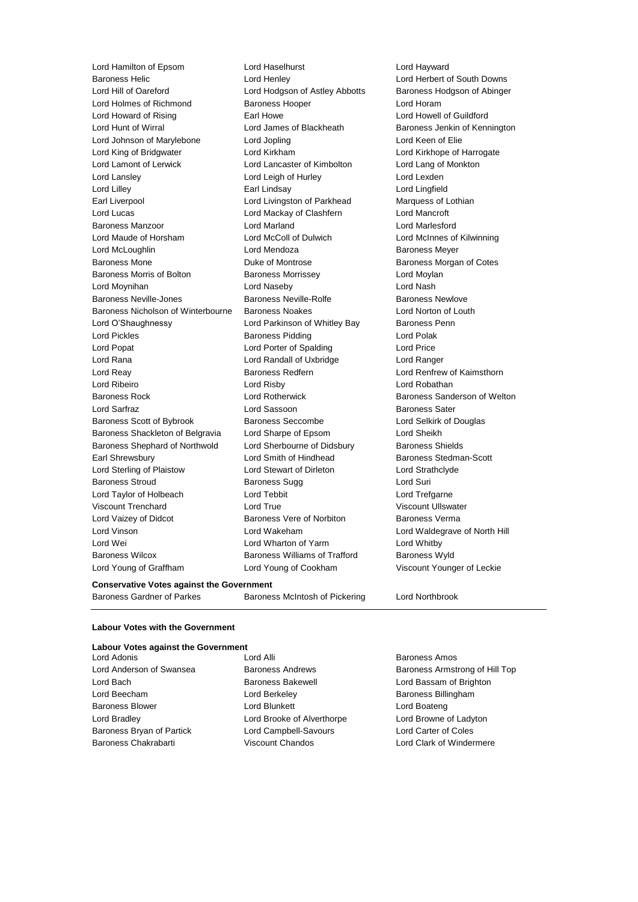Lord Hamilton of Epsom
Lord Haselhurst
Lord Hayward
Baroness Helic
Lord Henley
Lord Herbert of South Downs
Lord Hill of Oareford
Lord Hodgson of Astley Abbotts
Baroness Hodgson of Abinger
Lord Holmes of Richmond
Baroness Hooper
Lord Horam
Lord Howard of Rising
Earl Howe
Lord Howell of Guildford
Lord Hunt of Wirral
Lord James of Blackheath
Baroness Jenkin of Kennington
Lord Johnson of Marylebone
Lord Jopling
Lord Keen of Elie
Lord King of Bridgwater
Lord Kirkham
Lord Kirkhope of Harrogate
Lord Lamont of Lerwick
Lord Lancaster of Kimbolton
Lord Lang of Monkton
Lord Lansley
Lord Leigh of Hurley
Lord Lexden
Lord Lilley
Earl Lindsay
Lord Lingfield
Earl Liverpool
Lord Livingston of Parkhead
Marquess of Lothian
Lord Lucas
Lord Mackay of Clashfern
Lord Mancroft
Baroness Manzoor
Lord Marland
Lord Marlesford
Lord Maude of Horsham
Lord McColl of Dulwich
Lord McInnes of Kilwinning
Lord McLoughlin
Lord Mendoza
Baroness Meyer
Baroness Mone
Duke of Montrose
Baroness Morgan of Cotes
Baroness Morris of Bolton
Baroness Morrissey
Lord Moylan
Lord Moynihan
Lord Naseby
Lord Nash
Baroness Neville-Jones
Baroness Neville-Rolfe
Baroness Newlove
Baroness Nicholson of Winterbourne
Baroness Noakes
Lord Norton of Louth
Lord O'Shaughnessy
Lord Parkinson of Whitley Bay
Baroness Penn
Lord Pickles
Baroness Pidding
Lord Polak
Lord Popat
Lord Porter of Spalding
Lord Price
Lord Rana
Lord Randall of Uxbridge
Lord Ranger
Lord Reay
Baroness Redfern
Lord Renfrew of Kaimsthorn
Lord Ribeiro
Lord Risby
Lord Robathan
Baroness Rock
Lord Rotherwick
Baroness Sanderson of Welton
Lord Sarfraz
Lord Sassoon
Baroness Sater
Baroness Scott of Bybrook
Baroness Seccombe
Lord Selkirk of Douglas
Baroness Shackleton of Belgravia
Lord Sharpe of Epsom
Lord Sheikh
Baroness Shephard of Northwold
Lord Sherbourne of Didsbury
Baroness Shields
Earl Shrewsbury
Lord Smith of Hindhead
Baroness Stedman-Scott
Lord Sterling of Plaistow
Lord Stewart of Dirleton
Lord Strathclyde
Baroness Stroud
Baroness Sugg
Lord Suri
Lord Taylor of Holbeach
Lord Tebbit
Lord Trefgarne
Viscount Trenchard
Lord True
Viscount Ullswater
Lord Vaizey of Didcot
Baroness Vere of Norbiton
Baroness Verma
Lord Vinson
Lord Wakeham
Lord Waldegrave of North Hill
Lord Wei
Lord Wharton of Yarm
Lord Whitby
Baroness Wilcox
Baroness Williams of Trafford
Baroness Wyld
Lord Young of Graffham
Lord Young of Cookham
Viscount Younger of Leckie

**Conservative Votes against the Government**

Baroness Gardner of Parkes
Baroness McIntosh of Pickering
Lord Northbrook

---

**Labour Votes with the Government**

**Labour Votes against the Government**

Lord Adonis
Lord Alli
Baroness Amos
Lord Anderson of Swansea
Baroness Andrews
Baroness Armstrong of Hill Top
Lord Bach
Baroness Bakewell
Lord Bassam of Brighton
Lord Beecham
Lord Berkeley
Baroness Billingham
Baroness Blower
Lord Blunkett
Lord Boateng
Lord Bradley
Lord Brooke of Alverthorpe
Lord Browne of Ladyton
Baroness Bryan of Partick
Lord Campbell-Savours
Lord Carter of Coles
Baroness Chakrabarti
Viscount Chandos
Lord Clark of Windermere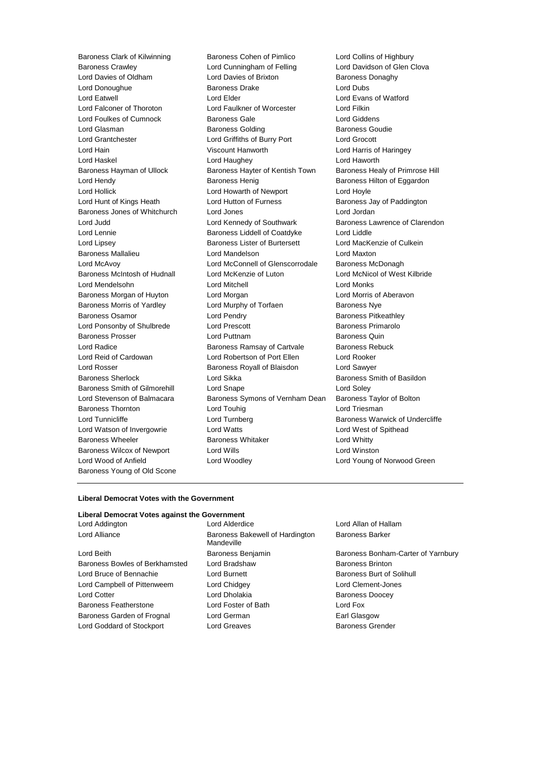Baroness Clark of Kilwinning
Baroness Cohen of Pimlico
Lord Collins of Highbury
Baroness Crawley
Lord Cunningham of Felling
Lord Davidson of Glen Clova
Lord Davies of Oldham
Lord Davies of Brixton
Baroness Donaghy
Lord Donoughue
Baroness Drake
Lord Dubs
Lord Eatwell
Lord Elder
Lord Evans of Watford
Lord Falconer of Thoroton
Lord Faulkner of Worcester
Lord Filkin
Lord Foulkes of Cumnock
Baroness Gale
Lord Giddens
Lord Glasman
Baroness Golding
Baroness Goudie
Lord Grantchester
Lord Griffiths of Burry Port
Lord Grocott
Lord Hain
Viscount Hanworth
Lord Harris of Haringey
Lord Haskel
Lord Haughey
Lord Haworth
Baroness Hayman of Ullock
Baroness Hayter of Kentish Town
Baroness Healy of Primrose Hill
Lord Hendy
Baroness Henig
Baroness Hilton of Eggardon
Lord Hollick
Lord Howarth of Newport
Lord Hoyle
Lord Hunt of Kings Heath
Lord Hutton of Furness
Baroness Jay of Paddington
Baroness Jones of Whitchurch
Lord Jones
Lord Jordan
Lord Judd
Lord Kennedy of Southwark
Baroness Lawrence of Clarendon
Lord Lennie
Baroness Liddell of Coatdyke
Lord Liddle
Lord Lipsey
Baroness Lister of Burtersett
Lord MacKenzie of Culkein
Baroness Mallalieu
Lord Mandelson
Lord Maxton
Lord McAvoy
Lord McConnell of Glenscorrodale
Baroness McDonagh
Baroness McIntosh of Hudnall
Lord McKenzie of Luton
Lord McNicol of West Kilbride
Lord Mendelsohn
Lord Mitchell
Lord Monks
Baroness Morgan of Huyton
Lord Morgan
Lord Morris of Aberavon
Baroness Morris of Yardley
Lord Murphy of Torfaen
Baroness Nye
Baroness Osamor
Lord Pendry
Baroness Pitkeathley
Lord Ponsonby of Shulbrede
Lord Prescott
Baroness Primarolo
Baroness Prosser
Lord Puttnam
Baroness Quin
Lord Radice
Baroness Ramsay of Cartvale
Baroness Rebuck
Lord Reid of Cardowan
Lord Robertson of Port Ellen
Lord Rooker
Lord Rosser
Baroness Royall of Blaisdon
Lord Sawyer
Baroness Sherlock
Lord Sikka
Baroness Smith of Basildon
Baroness Smith of Gilmorehill
Lord Snape
Lord Soley
Lord Stevenson of Balmacara
Baroness Symons of Vernham Dean
Baroness Taylor of Bolton
Baroness Thornton
Lord Touhig
Lord Triesman
Lord Tunnicliffe
Lord Turnberg
Baroness Warwick of Undercliffe
Lord Watson of Invergowrie
Lord Watts
Lord West of Spithead
Baroness Wheeler
Baroness Whitaker
Lord Whitty
Baroness Wilcox of Newport
Lord Wills
Lord Winston
Lord Wood of Anfield
Lord Woodley
Lord Young of Norwood Green
Baroness Young of Old Scone

---

**Liberal Democrat Votes with the Government**

**Liberal Democrat Votes against the Government**

Lord Addington
Lord Alderdice
Lord Allan of Hallam
Lord Alliance
Baroness Bakewell of Hardington Mandeville
Baroness Barker
Lord Beith
Baroness Benjamin
Baroness Bonham-Carter of Yarnbury
Baroness Bowles of Berkhamsted
Lord Bradshaw
Baroness Brinton
Lord Bruce of Bennachie
Lord Burnett
Baroness Burt of Solihull
Lord Campbell of Pittenweem
Lord Chidgey
Lord Clement-Jones
Lord Cotter
Lord Dholakia
Baroness Doocey
Baroness Featherstone
Lord Foster of Bath
Lord Fox
Baroness Garden of Frognal
Lord German
Earl Glasgow
Lord Goddard of Stockport
Lord Greaves
Baroness Grender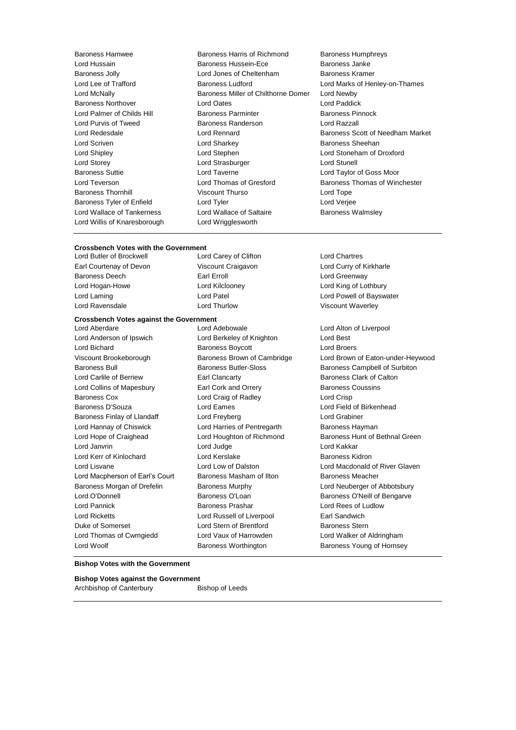Baroness Hamwee
Baroness Harris of Richmond
Baroness Humphreys
Lord Hussain
Baroness Hussein-Ece
Baroness Janke
Baroness Jolly
Lord Jones of Cheltenham
Baroness Kramer
Lord Lee of Trafford
Baroness Ludford
Lord Marks of Henley-on-Thames
Lord McNally
Baroness Miller of Chilthorne Domer
Lord Newby
Baroness Northover
Lord Oates
Lord Paddick
Lord Palmer of Childs Hill
Baroness Parminter
Baroness Pinnock
Lord Purvis of Tweed
Baroness Randerson
Lord Razzall
Lord Redesdale
Lord Rennard
Baroness Scott of Needham Market
Lord Scriven
Lord Sharkey
Baroness Sheehan
Lord Shipley
Lord Stephen
Lord Stoneham of Droxford
Lord Storey
Lord Strasburger
Lord Stunell
Baroness Suttie
Lord Taverne
Lord Taylor of Goss Moor
Lord Teverson
Lord Thomas of Gresford
Baroness Thomas of Winchester
Baroness Thornhill
Viscount Thurso
Lord Tope
Baroness Tyler of Enfield
Lord Tyler
Lord Verjee
Lord Wallace of Tankerness
Lord Wallace of Saltaire
Baroness Walmsley
Lord Willis of Knaresborough
Lord Wrigglesworth

**Crossbench Votes with the Government**

Lord Butler of Brockwell
Lord Carey of Clifton
Lord Chartres
Earl Courtenay of Devon
Viscount Craigavon
Lord Curry of Kirkharle
Baroness Deech
Earl Erroll
Lord Greenway
Lord Hogan-Howe
Lord Kilclooney
Lord King of Lothbury
Lord Laming
Lord Patel
Lord Powell of Bayswater
Lord Ravensdale
Lord Thurlow
Viscount Waverley

**Crossbench Votes against the Government**

Lord Aberdare
Lord Adebowale
Lord Alton of Liverpool
Lord Anderson of Ipswich
Lord Berkeley of Knighton
Lord Best
Lord Bichard
Baroness Boycott
Lord Broers
Viscount Brookeborough
Baroness Brown of Cambridge
Lord Brown of Eaton-under-Heywood
Baroness Bull
Baroness Butler-Sloss
Baroness Campbell of Surbiton
Lord Carlile of Berriew
Earl Clancarty
Baroness Clark of Calton
Lord Collins of Mapesbury
Earl Cork and Orrery
Baroness Coussins
Baroness Cox
Lord Craig of Radley
Lord Crisp
Baroness D'Souza
Lord Eames
Lord Field of Birkenhead
Baroness Finlay of Llandaff
Lord Freyberg
Lord Grabiner
Lord Hannay of Chiswick
Lord Harries of Pentregarth
Baroness Hayman
Lord Hope of Craighead
Lord Houghton of Richmond
Baroness Hunt of Bethnal Green
Lord Janvrin
Lord Judge
Lord Kakkar
Lord Kerr of Kinlochard
Lord Kerslake
Baroness Kidron
Lord Lisvane
Lord Low of Dalston
Lord Macdonald of River Glaven
Lord Macpherson of Earl's Court
Baroness Masham of Ilton
Baroness Meacher
Baroness Morgan of Drefelin
Baroness Murphy
Lord Neuberger of Abbotsbury
Lord O'Donnell
Baroness O'Loan
Baroness O'Neill of Bengarve
Lord Pannick
Baroness Prashar
Lord Rees of Ludlow
Lord Ricketts
Lord Russell of Liverpool
Earl Sandwich
Duke of Somerset
Lord Stern of Brentford
Baroness Stern
Lord Thomas of Cwmgiedd
Lord Vaux of Harrowden
Lord Walker of Aldringham
Lord Woolf
Baroness Worthington
Baroness Young of Hornsey

**Bishop Votes with the Government**

**Bishop Votes against the Government**

Archbishop of Canterbury
Bishop of Leeds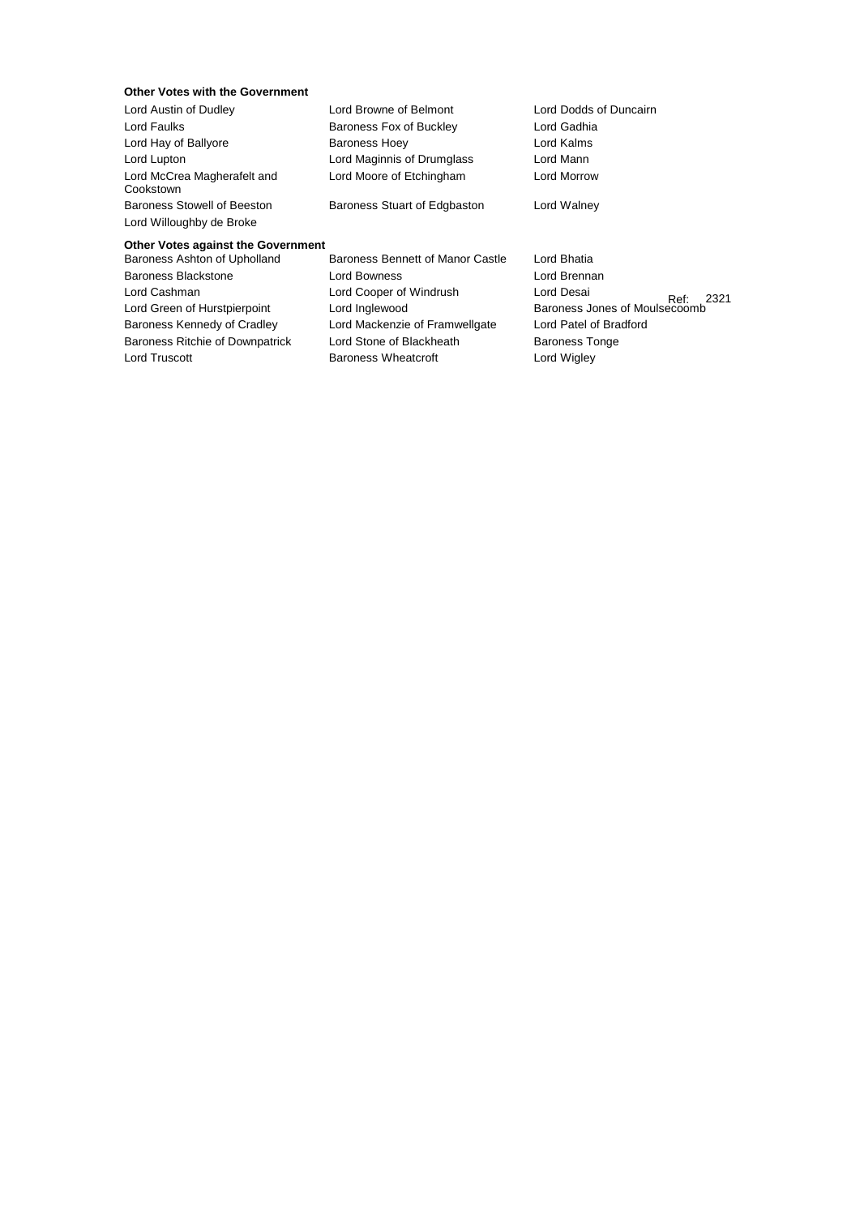**Other Votes with the Government**

| | | |
|---|---|---|
| Lord Austin of Dudley | Lord Browne of Belmont | Lord Dodds of Duncairn |
| Lord Faulks | Baroness Fox of Buckley | Lord Gadhia |
| Lord Hay of Ballyore | Baroness Hoey | Lord Kalms |
| Lord Lupton | Lord Maginnis of Drumglass | Lord Mann |
| Lord McCrea Magherafelt and Cookstown | Lord Moore of Etchingham | Lord Morrow |
| Baroness Stowell of Beeston | Baroness Stuart of Edgbaston | Lord Walney |
| Lord Willoughby de Broke | | |

**Other Votes against the Government**

| | | |
|---|---|---|
| Baroness Ashton of Upholland | Baroness Bennett of Manor Castle | Lord Bhatia |
| Baroness Blackstone | Lord Bowness | Lord Brennan |
| Lord Cashman | Lord Cooper of Windrush | Lord Desai |
| Lord Green of Hurstpierpoint | Lord Inglewood | Baroness Jones of Moulsecoomb |
| Baroness Kennedy of Cradley | Lord Mackenzie of Framwellgate | Lord Patel of Bradford |
| Baroness Ritchie of Downpatrick | Lord Stone of Blackheath | Baroness Tonge |
| Lord Truscott | Baroness Wheatcroft | Lord Wigley |

Ref: 2321